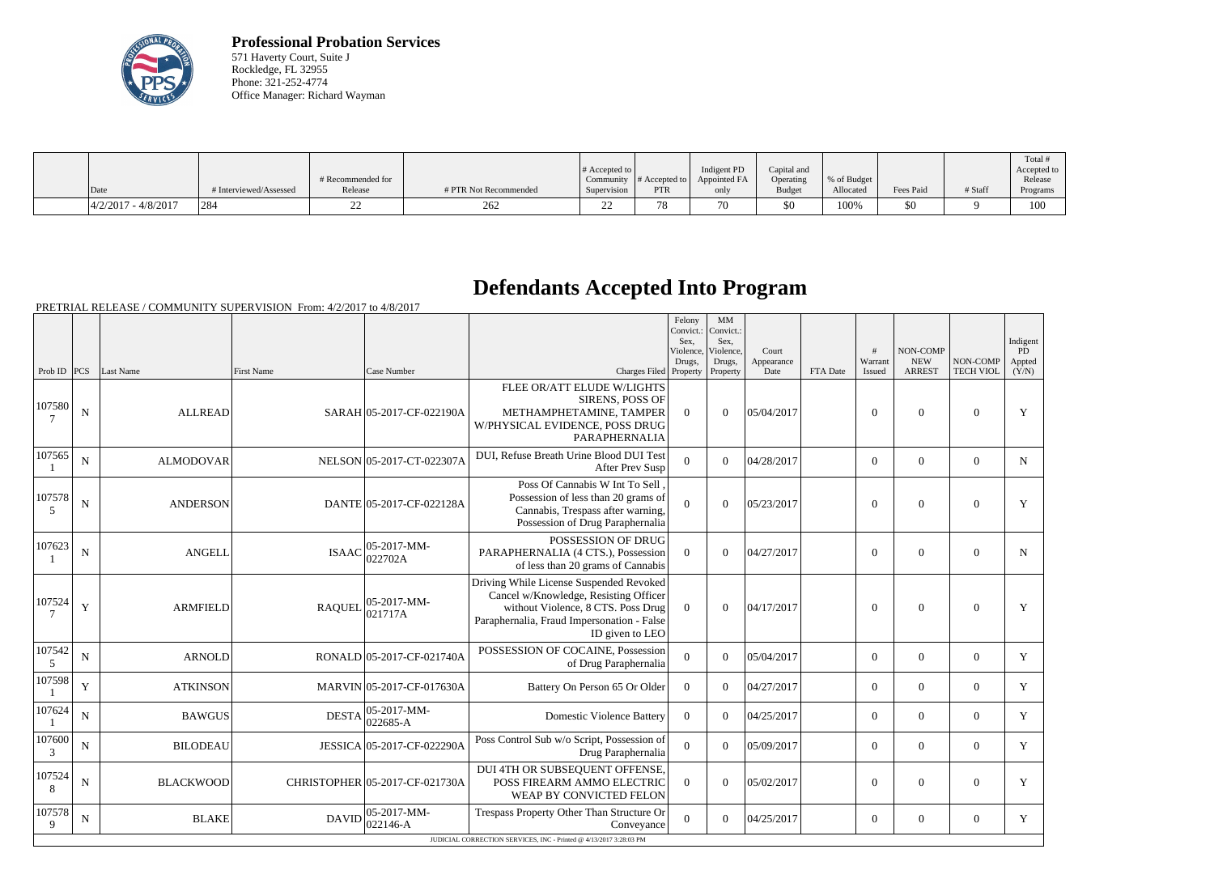**Professional Probation Services**
571 Haverty Court, Suite J
Rockledge, FL 32955
Phone: 321-252-4774
Office Manager: Richard Wayman

| Date | # Interviewed/Assessed | # Recommended for Release | # PTR Not Recommended | # Accepted to Community Supervision | # Accepted to PTR | Indigent PD Appointed FA only | Capital and Operating Budget | % of Budget Allocated | Fees Paid | # Staff | Total # Accepted to Release Programs |
|---|---|---|---|---|---|---|---|---|---|---|---|
| 4/2/2017 - 4/8/2017 | 284 | 22 | 262 | 22 | 78 | 70 | $0 | 100% | $0 | 9 | 100 |

# Defendants Accepted Into Program

PRETRIAL RELEASE / COMMUNITY SUPERVISION From: 4/2/2017 to 4/8/2017

| Prob ID | PCS | Last Name | First Name | Case Number | Charges Filed | Felony Convict.: Sex, Violence, Drugs, Property | MM Convict.: Sex, Violence, Drugs, Property | Court Appearance Date | FTA Date | # Warrant Issued | NON-COMP NEW ARREST | NON-COMP TECH VIOL | Indigent PD Appted (Y/N) |
|---|---|---|---|---|---|---|---|---|---|---|---|---|---|
| 1075807 | N | ALLREAD | SARAH | 05-2017-CF-022190A | FLEE OR/ATT ELUDE W/LIGHTS SIRENS, POSS OF METHAMPHETAMINE, TAMPER W/PHYSICAL EVIDENCE, POSS DRUG PARAPHERNALIA | 0 | 0 | 05/04/2017 | | 0 | 0 | 0 | Y |
| 1075651 | N | ALMODOVAR | NELSON | 05-2017-CT-022307A | DUI, Refuse Breath Urine Blood DUI Test After Prev Susp | 0 | 0 | 04/28/2017 | | 0 | 0 | 0 | N |
| 1075785 | N | ANDERSON | DANTE | 05-2017-CF-022128A | Poss Of Cannabis W Int To Sell , Possession of less than 20 grams of Cannabis, Trespass after warning, Possession of Drug Paraphernalia | 0 | 0 | 05/23/2017 | | 0 | 0 | 0 | Y |
| 1076231 | N | ANGELL | ISAAC | 05-2017-MM-022702A | POSSESSION OF DRUG PARAPHERNALIA (4 CTS.), Possession of less than 20 grams of Cannabis | 0 | 0 | 04/27/2017 | | 0 | 0 | 0 | N |
| 1075247 | Y | ARMFIELD | RAQUEL | 05-2017-MM-021717A | Driving While License Suspended Revoked Cancel w/Knowledge, Resisting Officer without Violence, 8 CTS. Poss Drug Paraphernalia, Fraud Impersonation - False ID given to LEO | 0 | 0 | 04/17/2017 | | 0 | 0 | 0 | Y |
| 1075425 | N | ARNOLD | RONALD | 05-2017-CF-021740A | POSSESSION OF COCAINE, Possession of Drug Paraphernalia | 0 | 0 | 05/04/2017 | | 0 | 0 | 0 | Y |
| 1075981 | Y | ATKINSON | MARVIN | 05-2017-CF-017630A | Battery On Person 65 Or Older | 0 | 0 | 04/27/2017 | | 0 | 0 | 0 | Y |
| 1076241 | N | BAWGUS | DESTA | 05-2017-MM-022685-A | Domestic Violence Battery | 0 | 0 | 04/25/2017 | | 0 | 0 | 0 | Y |
| 1076003 | N | BILODEAU | JESSICA | 05-2017-CF-022290A | Poss Control Sub w/o Script, Possession of Drug Paraphernalia | 0 | 0 | 05/09/2017 | | 0 | 0 | 0 | Y |
| 1075248 | N | BLACKWOOD | CHRISTOPHER | 05-2017-CF-021730A | DUI 4TH OR SUBSEQUENT OFFENSE, POSS FIREARM AMMO ELECTRIC WEAP BY CONVICTED FELON | 0 | 0 | 05/02/2017 | | 0 | 0 | 0 | Y |
| 1075789 | N | BLAKE | DAVID | 05-2017-MM-022146-A | Trespass Property Other Than Structure Or Conveyance | 0 | 0 | 04/25/2017 | | 0 | 0 | 0 | Y |

JUDICIAL CORRECTION SERVICES, INC - Printed @ 4/13/2017 3:28:03 PM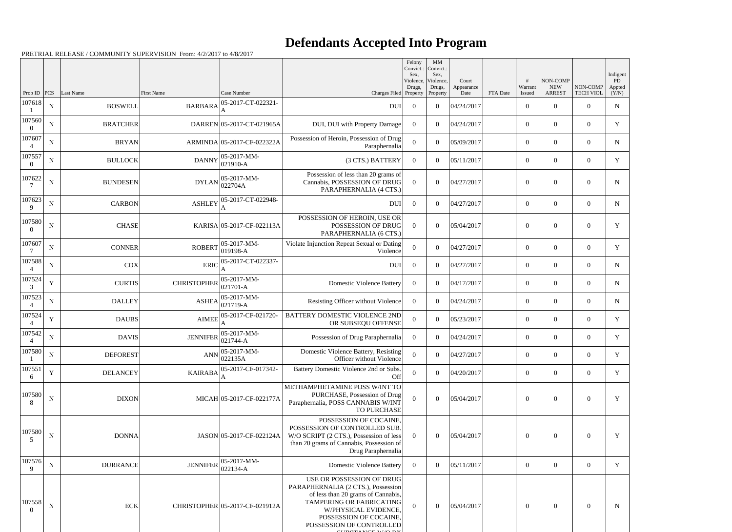# Defendants Accepted Into Program

PRETRIAL RELEASE / COMMUNITY SUPERVISION From: 4/2/2017 to 4/8/2017

| Prob ID | PCS | Last Name | First Name | Case Number | Charges Filed | Felony Convict.: Sex, Violence, Drugs, Property | MM Convict.: Sex, Violence, Drugs, Property | Court Appearance Date | FTA Date | # Warrant Issued | NON-COMP NEW ARREST | NON-COMP TECH VIOL | Indigent PD Appted (Y/N) |
|---|---|---|---|---|---|---|---|---|---|---|---|---|---|
| 1076181 | N | BOSWELL | BARBARA | 05-2017-CT-022321-A | DUI | 0 | 0 | 04/24/2017 | | 0 | 0 | 0 | N |
| 1075600 | N | BRATCHER | DARREN | 05-2017-CT-021965A | DUI, DUI with Property Damage | 0 | 0 | 04/24/2017 | | 0 | 0 | 0 | Y |
| 1076074 | N | BRYAN | ARMINDA | 05-2017-CF-022322A | Possession of Heroin, Possession of Drug Paraphernalia | 0 | 0 | 05/09/2017 | | 0 | 0 | 0 | N |
| 1075570 | N | BULLOCK | DANNY | 05-2017-MM-021910-A | (3 CTS.) BATTERY | 0 | 0 | 05/11/2017 | | 0 | 0 | 0 | Y |
| 1076227 | N | BUNDESEN | DYLAN | 05-2017-MM-022704A | Possession of less than 20 grams of Cannabis, POSSESSION OF DRUG PARAPHERNALIA (4 CTS.) | 0 | 0 | 04/27/2017 | | 0 | 0 | 0 | N |
| 1076239 | N | CARBON | ASHLEY | 05-2017-CT-022948-A | DUI | 0 | 0 | 04/27/2017 | | 0 | 0 | 0 | N |
| 1075800 | N | CHASE | KARISA | 05-2017-CF-022113A | POSSESSION OF HEROIN, USE OR POSSESSION OF DRUG PARAPHERNALIA (6 CTS.) | 0 | 0 | 05/04/2017 | | 0 | 0 | 0 | Y |
| 1076077 | N | CONNER | ROBERT | 05-2017-MM-019198-A | Violate Injunction Repeat Sexual or Dating Violence | 0 | 0 | 04/27/2017 | | 0 | 0 | 0 | Y |
| 1075884 | N | COX | ERIC | 05-2017-CT-022337-A | DUI | 0 | 0 | 04/27/2017 | | 0 | 0 | 0 | N |
| 1075243 | Y | CURTIS | CHRISTOPHER | 05-2017-MM-021701-A | Domestic Violence Battery | 0 | 0 | 04/17/2017 | | 0 | 0 | 0 | N |
| 1075234 | N | DALLEY | ASHEA | 05-2017-MM-021719-A | Resisting Officer without Violence | 0 | 0 | 04/24/2017 | | 0 | 0 | 0 | N |
| 1075244 | Y | DAUBS | AIMEE | 05-2017-CF-021720-A | BATTERY DOMESTIC VIOLENCE 2ND OR SUBSEQU OFFENSE | 0 | 0 | 05/23/2017 | | 0 | 0 | 0 | Y |
| 1075424 | N | DAVIS | JENNIFER | 05-2017-MM-021744-A | Possession of Drug Paraphernalia | 0 | 0 | 04/24/2017 | | 0 | 0 | 0 | Y |
| 1075801 | N | DEFOREST | ANN | 05-2017-MM-022135A | Domestic Violence Battery, Resisting Officer without Violence | 0 | 0 | 04/27/2017 | | 0 | 0 | 0 | Y |
| 1075516 | Y | DELANCEY | KAIRABA | 05-2017-CF-017342-A | Battery Domestic Violence 2nd or Subs. Off | 0 | 0 | 04/20/2017 | | 0 | 0 | 0 | Y |
| 1075808 | N | DIXON | MICAH | 05-2017-CF-022177A | METHAMPHETAMINE POSS W/INT TO PURCHASE, Possession of Drug Paraphernalia, POSS CANNABIS W/INT TO PURCHASE | 0 | 0 | 05/04/2017 | | 0 | 0 | 0 | Y |
| 1075805 | N | DONNA | JASON | 05-2017-CF-022124A | POSSESSION OF COCAINE, POSSESSION OF CONTROLLED SUB. W/O SCRIPT (2 CTS.), Possession of less than 20 grams of Cannabis, Possession of Drug Paraphernalia | 0 | 0 | 05/04/2017 | | 0 | 0 | 0 | Y |
| 1075769 | N | DURRANCE | JENNIFER | 05-2017-MM-022134-A | Domestic Violence Battery | 0 | 0 | 05/11/2017 | | 0 | 0 | 0 | Y |
| 1075580 | N | ECK | CHRISTOPHER | 05-2017-CF-021912A | USE OR POSSESSION OF DRUG PARAPHERNALIA (2 CTS.), Possession of less than 20 grams of Cannabis, TAMPERING OR FABRICATING W/PHYSICAL EVIDENCE, POSSESSION OF COCAINE, POSSESSION OF CONTROLLED SUBSTANCE W/O RX | 0 | 0 | 05/04/2017 | | 0 | 0 | 0 | N |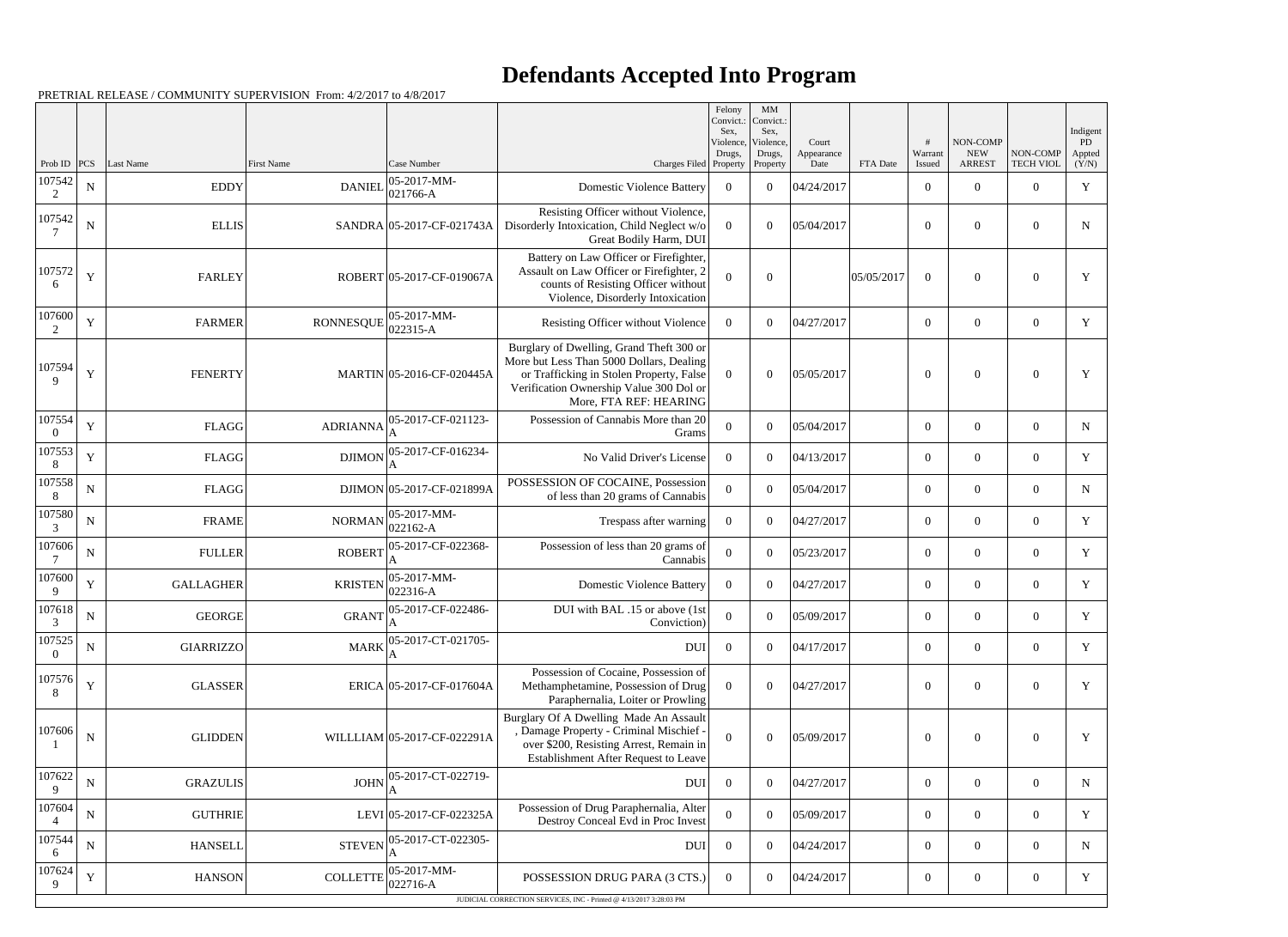# Defendants Accepted Into Program

PRETRIAL RELEASE / COMMUNITY SUPERVISION From: 4/2/2017 to 4/8/2017

| Prob ID | PCS | Last Name | First Name | Case Number | Charges Filed | Felony Convict.: Sex, Violence, Drugs, Property | MM Convict.: Sex, Violence, Drugs, Property | Court Appearance Date | FTA Date | # Warrant Issued | NON-COMP NEW ARREST | NON-COMP TECH VIOL | Indigent PD Appted (Y/N) |
|---|---|---|---|---|---|---|---|---|---|---|---|---|---|
| 1075422 | N | EDDY | DANIEL | 05-2017-MM-021766-A | Domestic Violence Battery | 0 | 0 | 04/24/2017 | | 0 | 0 | 0 | Y |
| 1075427 | N | ELLIS | SANDRA | 05-2017-CF-021743A | Resisting Officer without Violence, Disorderly Intoxication, Child Neglect w/o Great Bodily Harm, DUI | 0 | 0 | 05/04/2017 | | 0 | 0 | 0 | N |
| 1075726 | Y | FARLEY | ROBERT | 05-2017-CF-019067A | Battery on Law Officer or Firefighter, Assault on Law Officer or Firefighter, 2 counts of Resisting Officer without Violence, Disorderly Intoxication | 0 | 0 | | 05/05/2017 | 0 | 0 | 0 | Y |
| 1076002 | Y | FARMER | RONNESQUE | 05-2017-MM-022315-A | Resisting Officer without Violence | 0 | 0 | 04/27/2017 | | 0 | 0 | 0 | Y |
| 1075949 | Y | FENERTY | MARTIN | 05-2016-CF-020445A | Burglary of Dwelling, Grand Theft 300 or More but Less Than 5000 Dollars, Dealing or Trafficking in Stolen Property, False Verification Ownership Value 300 Dol or More, FTA REF: HEARING | 0 | 0 | 05/05/2017 | | 0 | 0 | 0 | Y |
| 1075540 | Y | FLAGG | ADRIANNA | 05-2017-CF-021123-A | Possession of Cannabis More than 20 Grams | 0 | 0 | 05/04/2017 | | 0 | 0 | 0 | N |
| 1075538 | Y | FLAGG | DJIMON | 05-2017-CF-016234-A | No Valid Driver's License | 0 | 0 | 04/13/2017 | | 0 | 0 | 0 | Y |
| 1075588 | N | FLAGG | DJIMON | 05-2017-CF-021899A | POSSESSION OF COCAINE, Possession of less than 20 grams of Cannabis | 0 | 0 | 05/04/2017 | | 0 | 0 | 0 | N |
| 1075803 | N | FRAME | NORMAN | 05-2017-MM-022162-A | Trespass after warning | 0 | 0 | 04/27/2017 | | 0 | 0 | 0 | Y |
| 1076067 | N | FULLER | ROBERT | 05-2017-CF-022368-A | Possession of less than 20 grams of Cannabis | 0 | 0 | 05/23/2017 | | 0 | 0 | 0 | Y |
| 1076009 | Y | GALLAGHER | KRISTEN | 05-2017-MM-022316-A | Domestic Violence Battery | 0 | 0 | 04/27/2017 | | 0 | 0 | 0 | Y |
| 1076183 | N | GEORGE | GRANT | 05-2017-CF-022486-A | DUI with BAL .15 or above (1st Conviction) | 0 | 0 | 05/09/2017 | | 0 | 0 | 0 | Y |
| 1075250 | N | GIARRIZZO | MARK | 05-2017-CT-021705-A | DUI | 0 | 0 | 04/17/2017 | | 0 | 0 | 0 | Y |
| 1075768 | Y | GLASSER | ERICA | 05-2017-CF-017604A | Possession of Cocaine, Possession of Methamphetamine, Possession of Drug Paraphernalia, Loiter or Prowling | 0 | 0 | 04/27/2017 | | 0 | 0 | 0 | Y |
| 1076061 | N | GLIDDEN | WILLLIAM | 05-2017-CF-022291A | Burglary Of A Dwelling Made An Assault , Damage Property - Criminal Mischief - over $200, Resisting Arrest, Remain in Establishment After Request to Leave | 0 | 0 | 05/09/2017 | | 0 | 0 | 0 | Y |
| 1076229 | N | GRAZULIS | JOHN | 05-2017-CT-022719-A | DUI | 0 | 0 | 04/27/2017 | | 0 | 0 | 0 | N |
| 1076044 | N | GUTHRIE | LEVI | 05-2017-CF-022325A | Possession of Drug Paraphernalia, Alter Destroy Conceal Evd in Proc Invest | 0 | 0 | 05/09/2017 | | 0 | 0 | 0 | Y |
| 1075446 | N | HANSELL | STEVEN | 05-2017-CT-022305-A | DUI | 0 | 0 | 04/24/2017 | | 0 | 0 | 0 | N |
| 1076249 | Y | HANSON | COLLETTE | 05-2017-MM-022716-A | POSSESSION DRUG PARA (3 CTS.) | 0 | 0 | 04/24/2017 | | 0 | 0 | 0 | Y |

JUDICIAL CORRECTION SERVICES, INC - Printed @ 4/13/2017 3:28:03 PM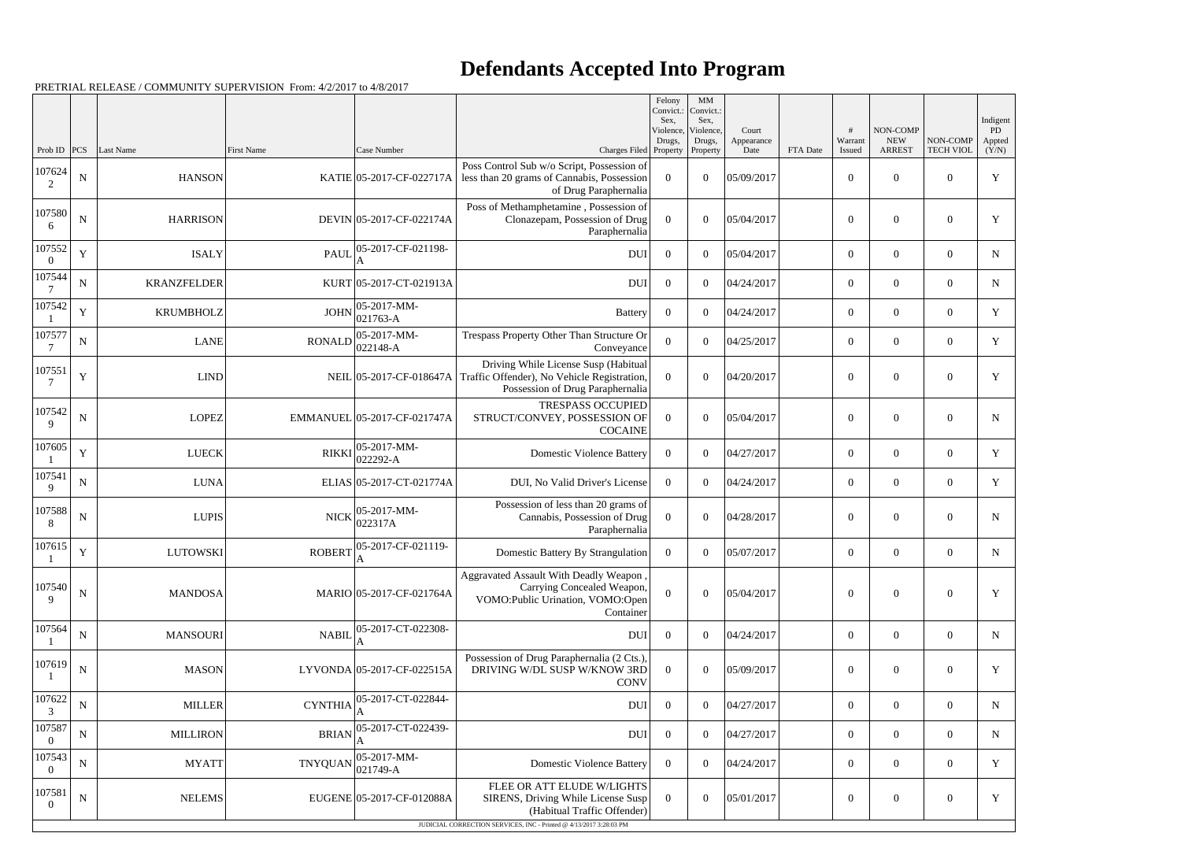# Defendants Accepted Into Program

PRETRIAL RELEASE / COMMUNITY SUPERVISION From: 4/2/2017 to 4/8/2017

| Prob ID | PCS | Last Name | First Name | Case Number | Charges Filed | Felony Convict.: Sex, Violence, Drugs, Property | MM Convict.: Sex, Violence, Drugs, Property | Court Appearance Date | FTA Date | # Warrant Issued | NON-COMP NEW ARREST | NON-COMP TECH VIOL | Indigent PD Appted (Y/N) |
|---|---|---|---|---|---|---|---|---|---|---|---|---|---|
| 1076242 | N | HANSON | KATIE | 05-2017-CF-022717A | Poss Control Sub w/o Script, Possession of less than 20 grams of Cannabis, Possession of Drug Paraphernalia | 0 | 0 | 05/09/2017 | | 0 | 0 | 0 | Y |
| 1075806 | N | HARRISON | DEVIN | 05-2017-CF-022174A | Poss of Methamphetamine , Possession of Clonazepam, Possession of Drug Paraphernalia | 0 | 0 | 05/04/2017 | | 0 | 0 | 0 | Y |
| 1075520 | Y | ISALY | PAUL | 05-2017-CF-021198-A | DUI | 0 | 0 | 05/04/2017 | | 0 | 0 | 0 | N |
| 1075447 | N | KRANZFELDER | KURT | 05-2017-CT-021913A | DUI | 0 | 0 | 04/24/2017 | | 0 | 0 | 0 | N |
| 1075421 | Y | KRUMBHOLZ | JOHN | 05-2017-MM-021763-A | Battery | 0 | 0 | 04/24/2017 | | 0 | 0 | 0 | Y |
| 1075777 | N | LANE | RONALD | 05-2017-MM-022148-A | Trespass Property Other Than Structure Or Conveyance | 0 | 0 | 04/25/2017 | | 0 | 0 | 0 | Y |
| 1075517 | Y | LIND | NEIL | 05-2017-CF-018647A | Driving While License Susp (Habitual Traffic Offender), No Vehicle Registration, Possession of Drug Paraphernalia | 0 | 0 | 04/20/2017 | | 0 | 0 | 0 | Y |
| 1075429 | N | LOPEZ | EMMANUEL | 05-2017-CF-021747A | TRESPASS OCCUPIED STRUCT/CONVEY, POSSESSION OF COCAINE | 0 | 0 | 05/04/2017 | | 0 | 0 | 0 | N |
| 1076051 | Y | LUECK | RIKKI | 05-2017-MM-022292-A | Domestic Violence Battery | 0 | 0 | 04/27/2017 | | 0 | 0 | 0 | Y |
| 1075419 | N | LUNA | ELIAS | 05-2017-CT-021774A | DUI, No Valid Driver's License | 0 | 0 | 04/24/2017 | | 0 | 0 | 0 | Y |
| 1075888 | N | LUPIS | NICK | 05-2017-MM-022317A | Possession of less than 20 grams of Cannabis, Possession of Drug Paraphernalia | 0 | 0 | 04/28/2017 | | 0 | 0 | 0 | N |
| 1076151 | Y | LUTOWSKI | ROBERT | 05-2017-CF-021119-A | Domestic Battery By Strangulation | 0 | 0 | 05/07/2017 | | 0 | 0 | 0 | N |
| 1075409 | N | MANDOSA | MARIO | 05-2017-CF-021764A | Aggravated Assault With Deadly Weapon , Carrying Concealed Weapon, VOMO:Public Urination, VOMO:Open Container | 0 | 0 | 05/04/2017 | | 0 | 0 | 0 | Y |
| 1075641 | N | MANSOURI | NABIL | 05-2017-CT-022308-A | DUI | 0 | 0 | 04/24/2017 | | 0 | 0 | 0 | N |
| 1076191 | N | MASON | LYVONDA | 05-2017-CF-022515A | Possession of Drug Paraphernalia (2 Cts.), DRIVING W/DL SUSP W/KNOW 3RD CONV | 0 | 0 | 05/09/2017 | | 0 | 0 | 0 | Y |
| 1076223 | N | MILLER | CYNTHIA | 05-2017-CT-022844-A | DUI | 0 | 0 | 04/27/2017 | | 0 | 0 | 0 | N |
| 1075870 | N | MILLIRON | BRIAN | 05-2017-CT-022439-A | DUI | 0 | 0 | 04/27/2017 | | 0 | 0 | 0 | N |
| 1075430 | N | MYATT | TNYQUAN | 05-2017-MM-021749-A | Domestic Violence Battery | 0 | 0 | 04/24/2017 | | 0 | 0 | 0 | Y |
| 1075810 | N | NELEMS | EUGENE | 05-2017-CF-012088A | FLEE OR ATT ELUDE W/LIGHTS SIRENS, Driving While License Susp (Habitual Traffic Offender) | 0 | 0 | 05/01/2017 | | 0 | 0 | 0 | Y |

JUDICIAL CORRECTION SERVICES, INC - Printed @ 4/13/2017 3:28:03 PM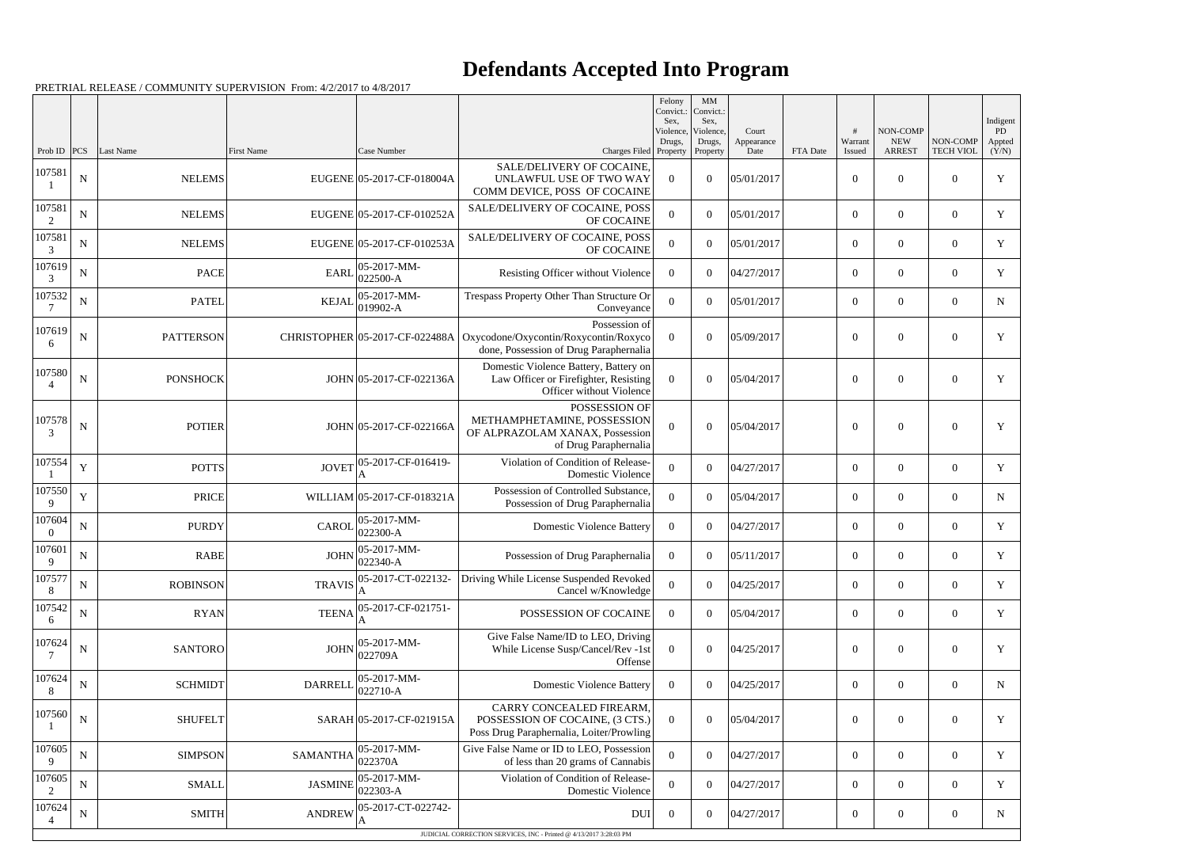# Defendants Accepted Into Program

PRETRIAL RELEASE / COMMUNITY SUPERVISION From: 4/2/2017 to 4/8/2017

| Prob ID | PCS | Last Name | First Name | Case Number | Charges Filed | Felony Convict.: Sex, Violence, Drugs, Property | MM Convict.: Sex, Violence, Drugs, Property | Court Appearance Date | FTA Date | # Warrant Issued | NON-COMP NEW ARREST | NON-COMP TECH VIOL | Indigent PD Appted (Y/N) |
|---|---|---|---|---|---|---|---|---|---|---|---|---|---|
| 1075811 | N | NELEMS | EUGENE | 05-2017-CF-018004A | SALE/DELIVERY OF COCAINE, UNLAWFUL USE OF TWO WAY COMM DEVICE, POSS OF COCAINE | 0 | 0 | 05/01/2017 | | 0 | 0 | 0 | Y |
| 1075812 | N | NELEMS | EUGENE | 05-2017-CF-010252A | SALE/DELIVERY OF COCAINE, POSS OF COCAINE | 0 | 0 | 05/01/2017 | | 0 | 0 | 0 | Y |
| 1075813 | N | NELEMS | EUGENE | 05-2017-CF-010253A | SALE/DELIVERY OF COCAINE, POSS OF COCAINE | 0 | 0 | 05/01/2017 | | 0 | 0 | 0 | Y |
| 1076193 | N | PACE | EARL | 05-2017-MM-022500-A | Resisting Officer without Violence | 0 | 0 | 04/27/2017 | | 0 | 0 | 0 | Y |
| 1075327 | N | PATEL | KEJAL | 05-2017-MM-019902-A | Trespass Property Other Than Structure Or Conveyance | 0 | 0 | 05/01/2017 | | 0 | 0 | 0 | N |
| 1076196 | N | PATTERSON | CHRISTOPHER | 05-2017-CF-022488A | Possession of Oxycodone/Oxycontin/Roxycontin/Roxycodone, Possession of Drug Paraphernalia | 0 | 0 | 05/09/2017 | | 0 | 0 | 0 | Y |
| 1075804 | N | PONSHOCK | JOHN | 05-2017-CF-022136A | Domestic Violence Battery, Battery on Law Officer or Firefighter, Resisting Officer without Violence | 0 | 0 | 05/04/2017 | | 0 | 0 | 0 | Y |
| 1075783 | N | POTIER | JOHN | 05-2017-CF-022166A | POSSESSION OF METHAMPHETAMINE, POSSESSION OF ALPRAZOLAM XANAX, Possession of Drug Paraphernalia | 0 | 0 | 05/04/2017 | | 0 | 0 | 0 | Y |
| 1075541 | Y | POTTS | JOVET | 05-2017-CF-016419-A | Violation of Condition of Release-Domestic Violence | 0 | 0 | 04/27/2017 | | 0 | 0 | 0 | Y |
| 1075509 | Y | PRICE | WILLIAM | 05-2017-CF-018321A | Possession of Controlled Substance, Possession of Drug Paraphernalia | 0 | 0 | 05/04/2017 | | 0 | 0 | 0 | N |
| 1076040 | N | PURDY | CAROL | 05-2017-MM-022300-A | Domestic Violence Battery | 0 | 0 | 04/27/2017 | | 0 | 0 | 0 | Y |
| 1076019 | N | RABE | JOHN | 05-2017-MM-022340-A | Possession of Drug Paraphernalia | 0 | 0 | 05/11/2017 | | 0 | 0 | 0 | Y |
| 1075778 | N | ROBINSON | TRAVIS | 05-2017-CT-022132-A | Driving While License Suspended Revoked Cancel w/Knowledge | 0 | 0 | 04/25/2017 | | 0 | 0 | 0 | Y |
| 1075426 | N | RYAN | TEENA | 05-2017-CF-021751-A | POSSESSION OF COCAINE | 0 | 0 | 05/04/2017 | | 0 | 0 | 0 | Y |
| 1076247 | N | SANTORO | JOHN | 05-2017-MM-022709A | Give False Name/ID to LEO, Driving While License Susp/Cancel/Rev -1st Offense | 0 | 0 | 04/25/2017 | | 0 | 0 | 0 | Y |
| 1076248 | N | SCHMIDT | DARRELL | 05-2017-MM-022710-A | Domestic Violence Battery | 0 | 0 | 04/25/2017 | | 0 | 0 | 0 | N |
| 1075601 | N | SHUFELT | SARAH | 05-2017-CF-021915A | CARRY CONCEALED FIREARM, POSSESSION OF COCAINE, (3 CTS.) Poss Drug Paraphernalia, Loiter/Prowling | 0 | 0 | 05/04/2017 | | 0 | 0 | 0 | Y |
| 1076059 | N | SIMPSON | SAMANTHA | 05-2017-MM-022370A | Give False Name or ID to LEO, Possession of less than 20 grams of Cannabis | 0 | 0 | 04/27/2017 | | 0 | 0 | 0 | Y |
| 1076052 | N | SMALL | JASMINE | 05-2017-MM-022303-A | Violation of Condition of Release-Domestic Violence | 0 | 0 | 04/27/2017 | | 0 | 0 | 0 | Y |
| 1076244 | N | SMITH | ANDREW | 05-2017-CT-022742-A | DUI | 0 | 0 | 04/27/2017 | | 0 | 0 | 0 | N |

JUDICIAL CORRECTION SERVICES, INC - Printed @ 4/13/2017 3:28:03 PM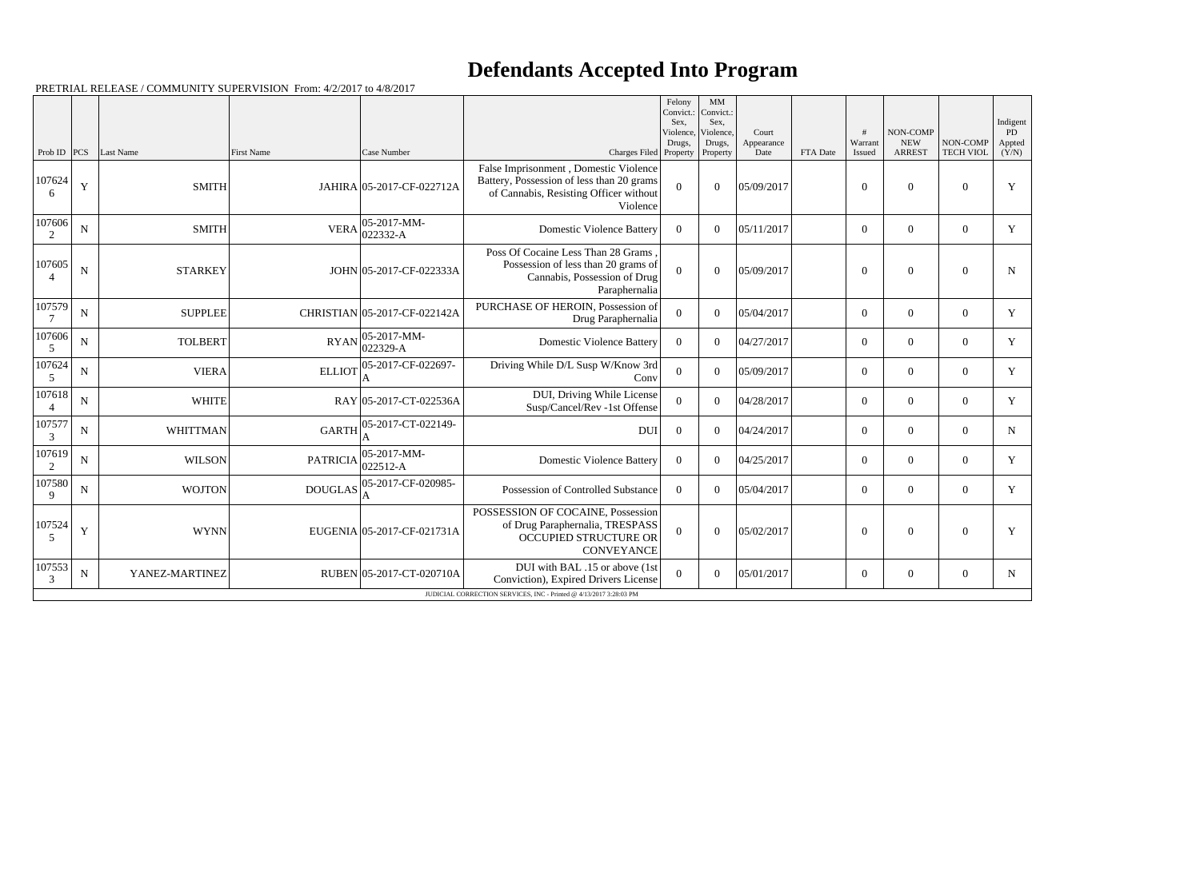# Defendants Accepted Into Program

PRETRIAL RELEASE / COMMUNITY SUPERVISION From: 4/2/2017 to 4/8/2017

| Prob ID | PCS | Last Name | First Name | Case Number | Charges Filed | Felony Convict.: Sex, Violence, Drugs, Property | MM Convict.: Sex, Violence, Drugs, Property | Court Appearance Date | FTA Date | # Warrant Issued | NON-COMP NEW ARREST | NON-COMP TECH VIOL | Indigent PD Appted (Y/N) |
|---|---|---|---|---|---|---|---|---|---|---|---|---|---|
| 1076246 | Y | SMITH | JAHIRA | 05-2017-CF-022712A | False Imprisonment , Domestic Violence Battery, Possession of less than 20 grams of Cannabis, Resisting Officer without Violence | 0 | 0 | 05/09/2017 | | 0 | 0 | 0 | Y |
| 1076062 | N | SMITH | VERA | 05-2017-MM-022332-A | Domestic Violence Battery | 0 | 0 | 05/11/2017 | | 0 | 0 | 0 | Y |
| 1076054 | N | STARKEY | JOHN | 05-2017-CF-022333A | Poss Of Cocaine Less Than 28 Grams , Possession of less than 20 grams of Cannabis, Possession of Drug Paraphernalia | 0 | 0 | 05/09/2017 | | 0 | 0 | 0 | N |
| 1075797 | N | SUPPLEE | CHRISTIAN | 05-2017-CF-022142A | PURCHASE OF HEROIN, Possession of Drug Paraphernalia | 0 | 0 | 05/04/2017 | | 0 | 0 | 0 | Y |
| 1076065 | N | TOLBERT | RYAN | 05-2017-MM-022329-A | Domestic Violence Battery | 0 | 0 | 04/27/2017 | | 0 | 0 | 0 | Y |
| 1076245 | N | VIERA | ELLIOT | 05-2017-CF-022697-A | Driving While D/L Susp W/Know 3rd Conv | 0 | 0 | 05/09/2017 | | 0 | 0 | 0 | Y |
| 1076184 | N | WHITE | RAY | 05-2017-CT-022536A | DUI, Driving While License Susp/Cancel/Rev -1st Offense | 0 | 0 | 04/28/2017 | | 0 | 0 | 0 | Y |
| 1075773 | N | WHITTMAN | GARTH | 05-2017-CT-022149-A | DUI | 0 | 0 | 04/24/2017 | | 0 | 0 | 0 | N |
| 1076192 | N | WILSON | PATRICIA | 05-2017-MM-022512-A | Domestic Violence Battery | 0 | 0 | 04/25/2017 | | 0 | 0 | 0 | Y |
| 1075809 | N | WOJTON | DOUGLAS | 05-2017-CF-020985-A | Possession of Controlled Substance | 0 | 0 | 05/04/2017 | | 0 | 0 | 0 | Y |
| 1075245 | Y | WYNN | EUGENIA | 05-2017-CF-021731A | POSSESSION OF COCAINE, Possession of Drug Paraphernalia, TRESPASS OCCUPIED STRUCTURE OR CONVEYANCE | 0 | 0 | 05/02/2017 | | 0 | 0 | 0 | Y |
| 1075533 | N | YANEZ-MARTINEZ | RUBEN | 05-2017-CT-020710A | DUI with BAL .15 or above (1st Conviction), Expired Drivers License | 0 | 0 | 05/01/2017 | | 0 | 0 | 0 | N |

JUDICIAL CORRECTION SERVICES, INC - Printed @ 4/13/2017 3:28:03 PM